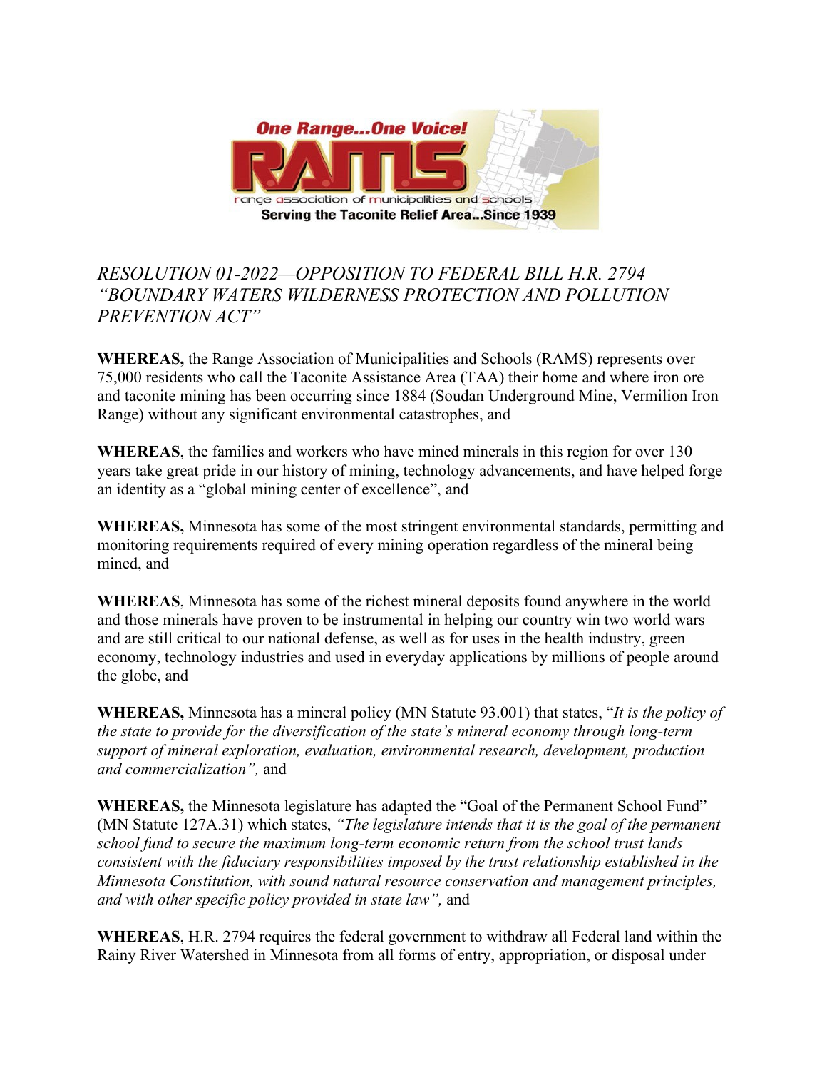One Range...One Voice!

RAMS

range association of municipalities and schools

Serving the Taconite Relief Area...Since 1939

# *RESOLUTION 01-2022—OPPOSITION TO FEDERAL BILL H.R. 2794 "BOUNDARY WATERS WILDERNESS PROTECTION AND POLLUTION PREVENTION ACT"*

**WHEREAS,** the Range Association of Municipalities and Schools (RAMS) represents over 75,000 residents who call the Taconite Assistance Area (TAA) their home and where iron ore and taconite mining has been occurring since 1884 (Soudan Underground Mine, Vermilion Iron Range) without any significant environmental catastrophes, and

**WHEREAS**, the families and workers who have mined minerals in this region for over 130 years take great pride in our history of mining, technology advancements, and have helped forge an identity as a "global mining center of excellence", and

**WHEREAS,** Minnesota has some of the most stringent environmental standards, permitting and monitoring requirements required of every mining operation regardless of the mineral being mined, and

**WHEREAS**, Minnesota has some of the richest mineral deposits found anywhere in the world and those minerals have proven to be instrumental in helping our country win two world wars and are still critical to our national defense, as well as for uses in the health industry, green economy, technology industries and used in everyday applications by millions of people around the globe, and

**WHEREAS,** Minnesota has a mineral policy (MN Statute 93.001) that states, "*It is the policy of the state to provide for the diversification of the state's mineral economy through long-term support of mineral exploration, evaluation, environmental research, development, production and commercialization",* and

**WHEREAS,** the Minnesota legislature has adapted the "Goal of the Permanent School Fund" (MN Statute 127A.31) which states, *"The legislature intends that it is the goal of the permanent school fund to secure the maximum long-term economic return from the school trust lands consistent with the fiduciary responsibilities imposed by the trust relationship established in the Minnesota Constitution, with sound natural resource conservation and management principles, and with other specific policy provided in state law",* and

**WHEREAS**, H.R. 2794 requires the federal government to withdraw all Federal land within the Rainy River Watershed in Minnesota from all forms of entry, appropriation, or disposal under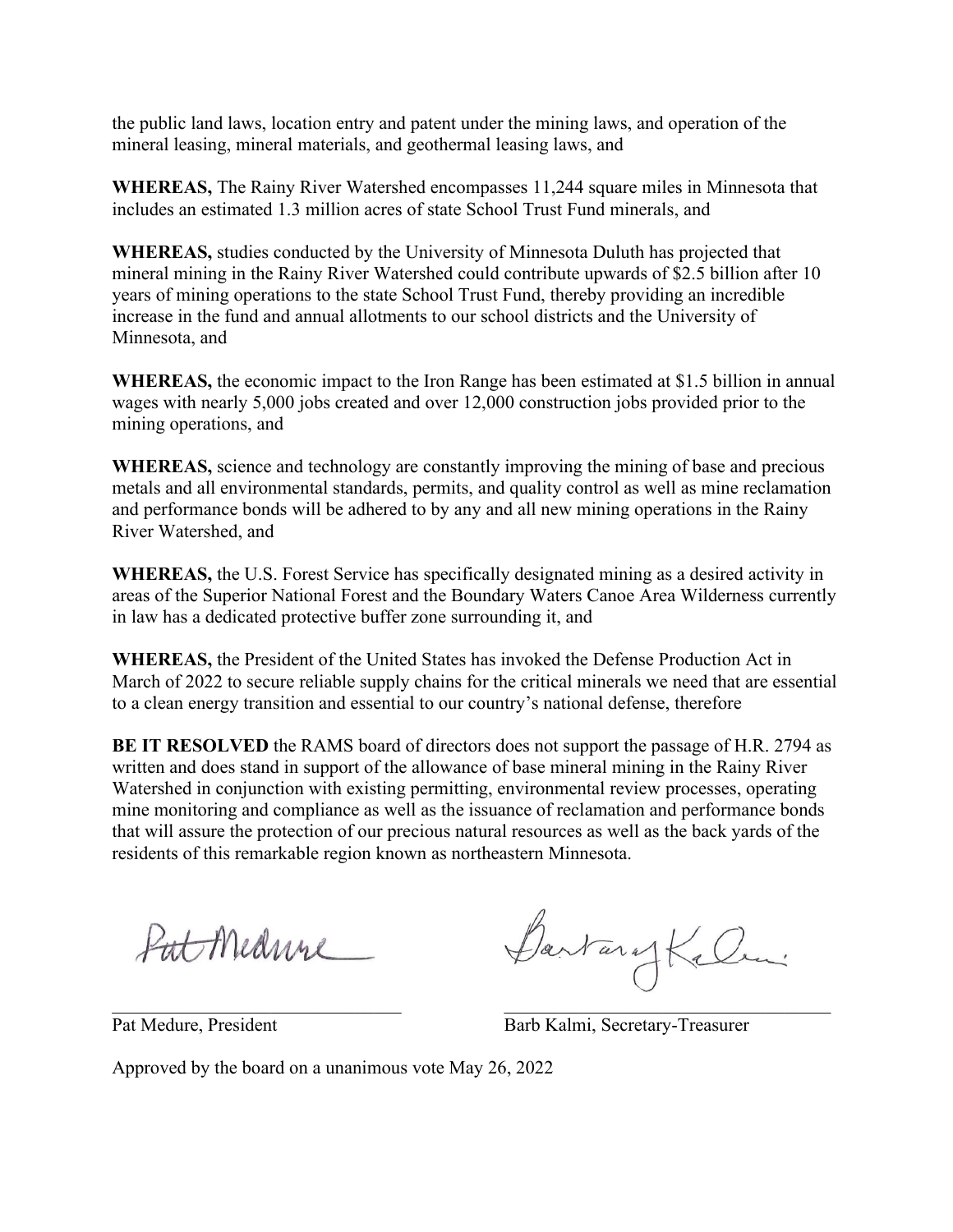the public land laws, location entry and patent under the mining laws, and operation of the mineral leasing, mineral materials, and geothermal leasing laws, and

**WHEREAS,** The Rainy River Watershed encompasses 11,244 square miles in Minnesota that includes an estimated 1.3 million acres of state School Trust Fund minerals, and

**WHEREAS,** studies conducted by the University of Minnesota Duluth has projected that mineral mining in the Rainy River Watershed could contribute upwards of $2.5 billion after 10 years of mining operations to the state School Trust Fund, thereby providing an incredible increase in the fund and annual allotments to our school districts and the University of Minnesota, and

**WHEREAS,** the economic impact to the Iron Range has been estimated at $1.5 billion in annual wages with nearly 5,000 jobs created and over 12,000 construction jobs provided prior to the mining operations, and

**WHEREAS,** science and technology are constantly improving the mining of base and precious metals and all environmental standards, permits, and quality control as well as mine reclamation and performance bonds will be adhered to by any and all new mining operations in the Rainy River Watershed, and

**WHEREAS,** the U.S. Forest Service has specifically designated mining as a desired activity in areas of the Superior National Forest and the Boundary Waters Canoe Area Wilderness currently in law has a dedicated protective buffer zone surrounding it, and

**WHEREAS,** the President of the United States has invoked the Defense Production Act in March of 2022 to secure reliable supply chains for the critical minerals we need that are essential to a clean energy transition and essential to our country's national defense, therefore

**BE IT RESOLVED** the RAMS board of directors does not support the passage of H.R. 2794 as written and does stand in support of the allowance of base mineral mining in the Rainy River Watershed in conjunction with existing permitting, environmental review processes, operating mine monitoring and compliance as well as the issuance of reclamation and performance bonds that will assure the protection of our precious natural resources as well as the back yards of the residents of this remarkable region known as northeastern Minnesota.

Pat Medure, President

Barb Kalmi, Secretary-Treasurer

Approved by the board on a unanimous vote May 26, 2022